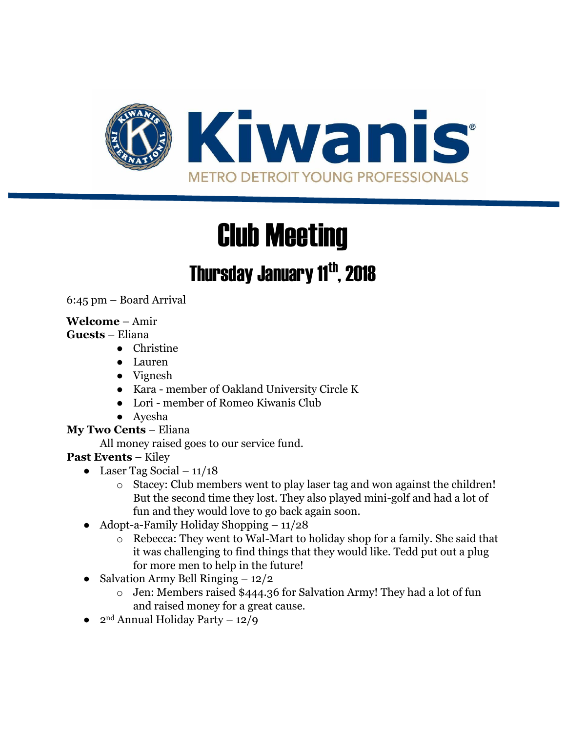Kiwanis

METRO DETROIT YOUNG PROFESSIONALS

# Club Meeting

## Thursday January 11th, 2018

6:45 pm – Board Arrival

**Welcome** – Amir

**Guests** – Eliana

- Christine
- Lauren
- Vignesh
- Kara - member of Oakland University Circle K
- Lori - member of Romeo Kiwanis Club
- Ayesha

**My Two Cents** – Eliana

All money raised goes to our service fund.

**Past Events** – Kiley

- Laser Tag Social – 11/18
  - Stacey: Club members went to play laser tag and won against the children! But the second time they lost. They also played mini-golf and had a lot of fun and they would love to go back again soon.
- Adopt-a-Family Holiday Shopping – 11/28
  - Rebecca: They went to Wal-Mart to holiday shop for a family. She said that it was challenging to find things that they would like. Tedd put out a plug for more men to help in the future!
- Salvation Army Bell Ringing – 12/2
  - Jen: Members raised $444.36 for Salvation Army! They had a lot of fun and raised money for a great cause.
- 2nd Annual Holiday Party – 12/9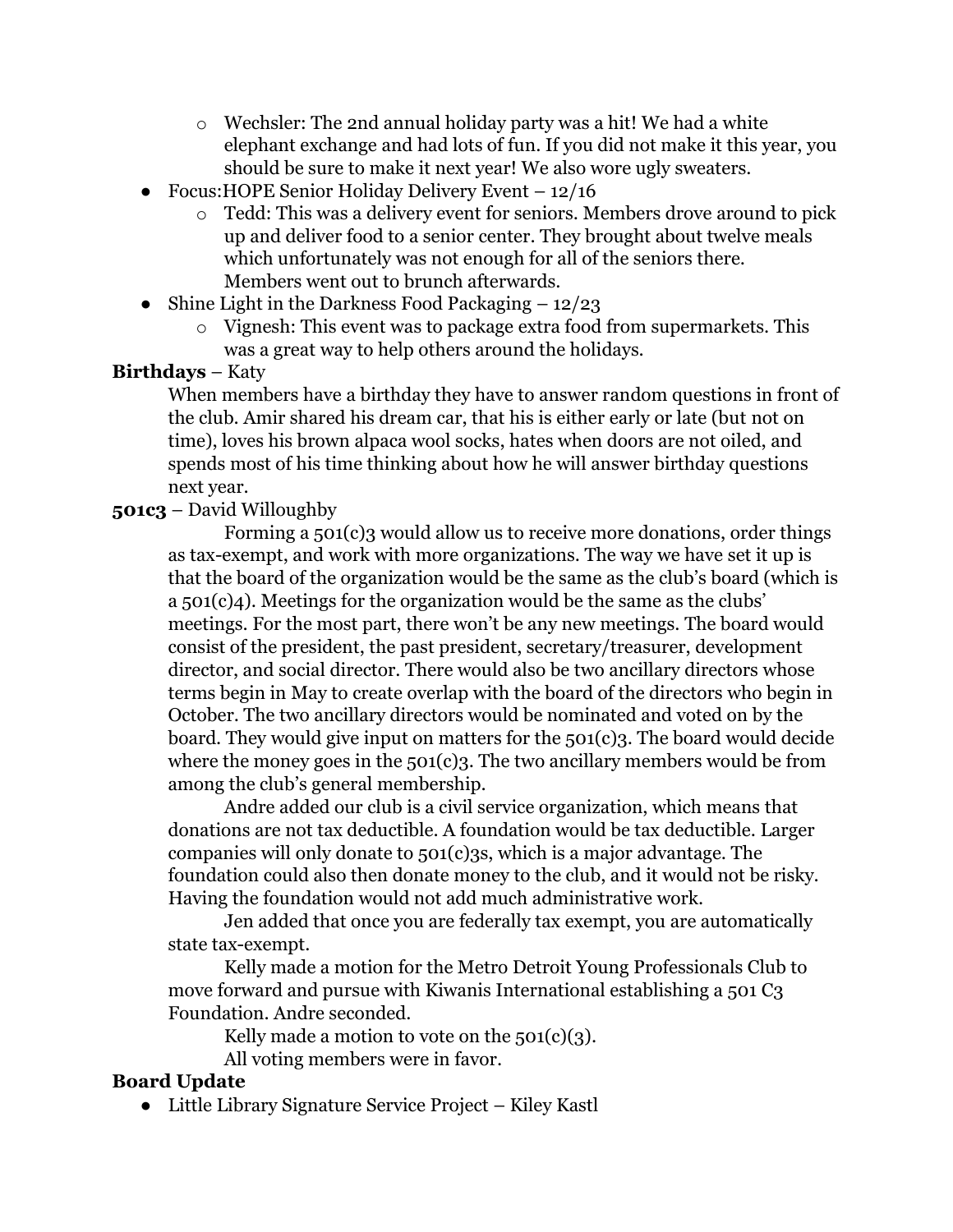- Wechsler: The 2nd annual holiday party was a hit! We had a white elephant exchange and had lots of fun. If you did not make it this year, you should be sure to make it next year! We also wore ugly sweaters.
- Focus:HOPE Senior Holiday Delivery Event – 12/16
  - Tedd: This was a delivery event for seniors. Members drove around to pick up and deliver food to a senior center. They brought about twelve meals which unfortunately was not enough for all of the seniors there. Members went out to brunch afterwards.
- Shine Light in the Darkness Food Packaging – 12/23
  - Vignesh: This event was to package extra food from supermarkets. This was a great way to help others around the holidays.

**Birthdays** – Katy

When members have a birthday they have to answer random questions in front of the club. Amir shared his dream car, that his is either early or late (but not on time), loves his brown alpaca wool socks, hates when doors are not oiled, and spends most of his time thinking about how he will answer birthday questions next year.

**501c3** – David Willoughby

Forming a 501(c)3 would allow us to receive more donations, order things as tax-exempt, and work with more organizations. The way we have set it up is that the board of the organization would be the same as the club's board (which is a 501(c)4). Meetings for the organization would be the same as the clubs' meetings. For the most part, there won't be any new meetings. The board would consist of the president, the past president, secretary/treasurer, development director, and social director. There would also be two ancillary directors whose terms begin in May to create overlap with the board of the directors who begin in October. The two ancillary directors would be nominated and voted on by the board. They would give input on matters for the 501(c)3. The board would decide where the money goes in the 501(c)3. The two ancillary members would be from among the club's general membership.

Andre added our club is a civil service organization, which means that donations are not tax deductible. A foundation would be tax deductible. Larger companies will only donate to 501(c)3s, which is a major advantage. The foundation could also then donate money to the club, and it would not be risky. Having the foundation would not add much administrative work.

Jen added that once you are federally tax exempt, you are automatically state tax-exempt.

Kelly made a motion for the Metro Detroit Young Professionals Club to move forward and pursue with Kiwanis International establishing a 501 C3 Foundation. Andre seconded.

Kelly made a motion to vote on the 501(c)(3).

All voting members were in favor.

**Board Update**

- Little Library Signature Service Project – Kiley Kastl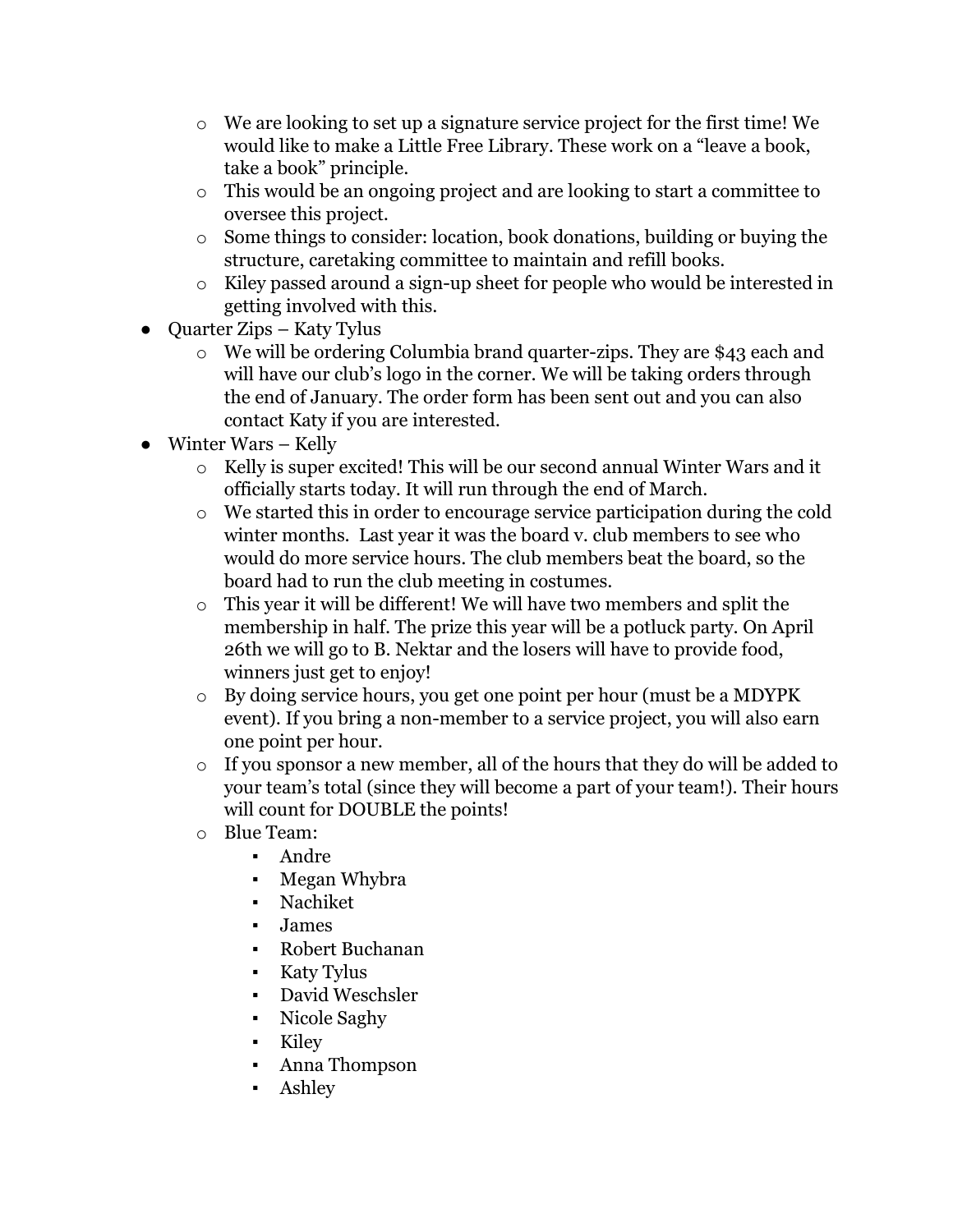- We are looking to set up a signature service project for the first time! We would like to make a Little Free Library. These work on a "leave a book, take a book" principle.
  - This would be an ongoing project and are looking to start a committee to oversee this project.
  - Some things to consider: location, book donations, building or buying the structure, caretaking committee to maintain and refill books.
  - Kiley passed around a sign-up sheet for people who would be interested in getting involved with this.
- Quarter Zips – Katy Tylus
  - We will be ordering Columbia brand quarter-zips. They are $43 each and will have our club's logo in the corner. We will be taking orders through the end of January. The order form has been sent out and you can also contact Katy if you are interested.
- Winter Wars – Kelly
  - Kelly is super excited! This will be our second annual Winter Wars and it officially starts today. It will run through the end of March.
  - We started this in order to encourage service participation during the cold winter months. Last year it was the board v. club members to see who would do more service hours. The club members beat the board, so the board had to run the club meeting in costumes.
  - This year it will be different! We will have two members and split the membership in half. The prize this year will be a potluck party. On April 26th we will go to B. Nektar and the losers will have to provide food, winners just get to enjoy!
  - By doing service hours, you get one point per hour (must be a MDYPK event). If you bring a non-member to a service project, you will also earn one point per hour.
  - If you sponsor a new member, all of the hours that they do will be added to your team's total (since they will become a part of your team!). Their hours will count for DOUBLE the points!
  - Blue Team:
    - Andre
    - Megan Whybra
    - Nachiket
    - James
    - Robert Buchanan
    - Katy Tylus
    - David Weschsler
    - Nicole Saghy
    - Kiley
    - Anna Thompson
    - Ashley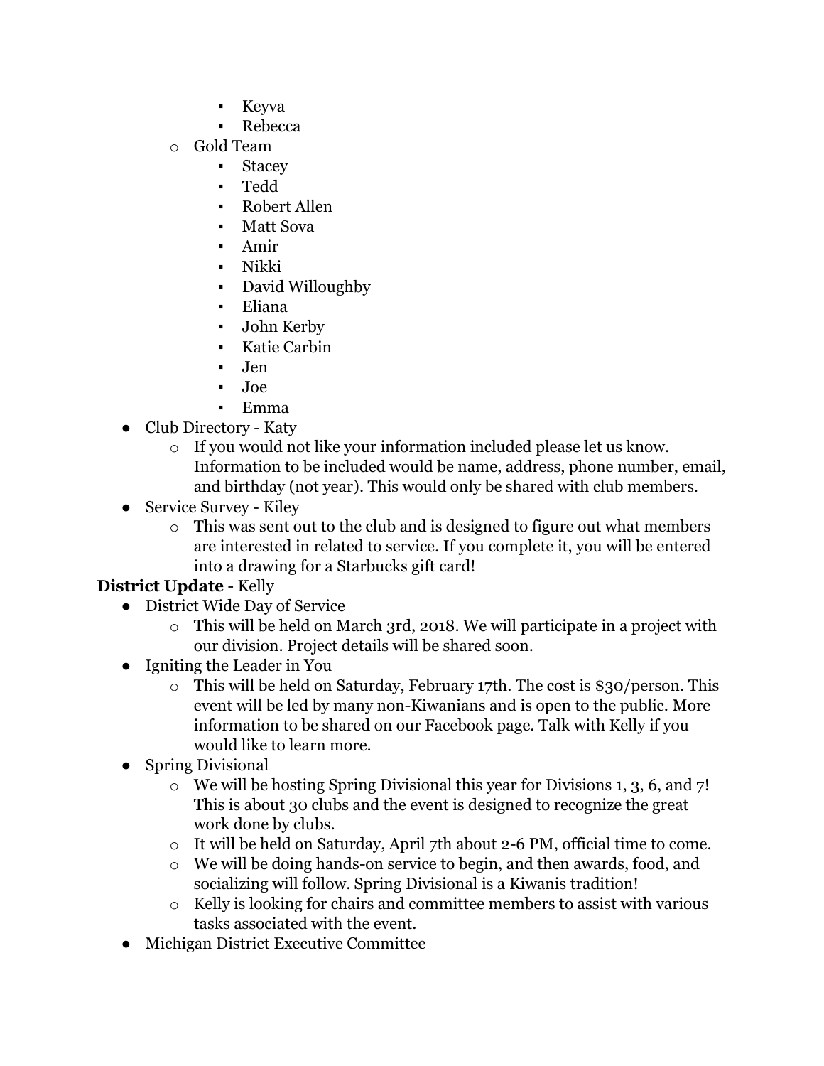- Keyva
        - Rebecca
    - Gold Team
        - Stacey
        - Tedd
        - Robert Allen
        - Matt Sova
        - Amir
        - Nikki
        - David Willoughby
        - Eliana
        - John Kerby
        - Katie Carbin
        - Jen
        - Joe
        - Emma
- Club Directory - Katy
    - If you would not like your information included please let us know. Information to be included would be name, address, phone number, email, and birthday (not year). This would only be shared with club members.
- Service Survey - Kiley
    - This was sent out to the club and is designed to figure out what members are interested in related to service. If you complete it, you will be entered into a drawing for a Starbucks gift card!

**District Update** - Kelly

- District Wide Day of Service
    - This will be held on March 3rd, 2018. We will participate in a project with our division. Project details will be shared soon.
- Igniting the Leader in You
    - This will be held on Saturday, February 17th. The cost is $30/person. This event will be led by many non-Kiwanians and is open to the public. More information to be shared on our Facebook page. Talk with Kelly if you would like to learn more.
- Spring Divisional
    - We will be hosting Spring Divisional this year for Divisions 1, 3, 6, and 7! This is about 30 clubs and the event is designed to recognize the great work done by clubs.
    - It will be held on Saturday, April 7th about 2-6 PM, official time to come.
    - We will be doing hands-on service to begin, and then awards, food, and socializing will follow. Spring Divisional is a Kiwanis tradition!
    - Kelly is looking for chairs and committee members to assist with various tasks associated with the event.
- Michigan District Executive Committee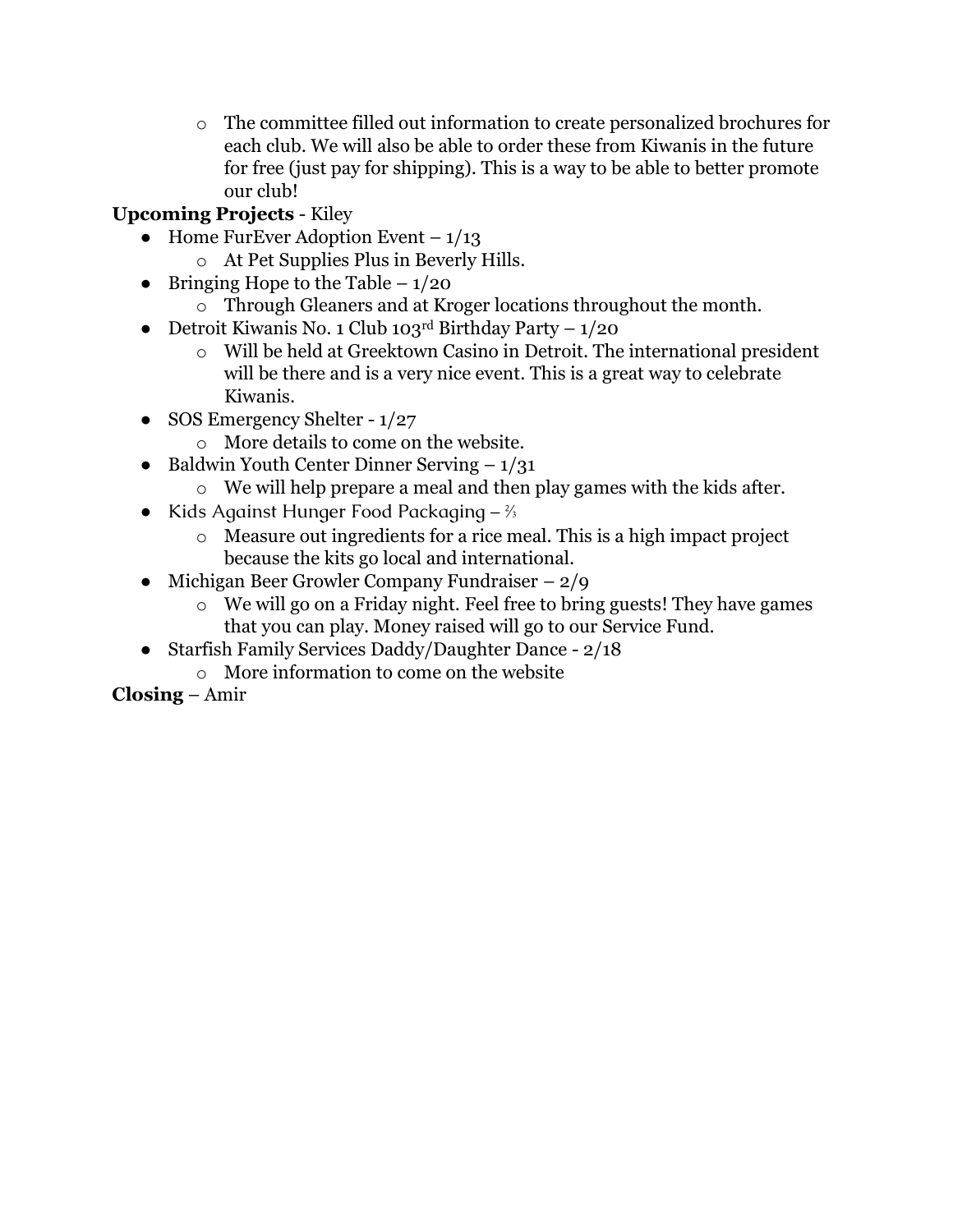- The committee filled out information to create personalized brochures for each club. We will also be able to order these from Kiwanis in the future for free (just pay for shipping). This is a way to be able to better promote our club!

**Upcoming Projects** - Kiley

- Home FurEver Adoption Event – 1/13
    - At Pet Supplies Plus in Beverly Hills.
- Bringing Hope to the Table – 1/20
    - Through Gleaners and at Kroger locations throughout the month.
- Detroit Kiwanis No. 1 Club 103rd Birthday Party – 1/20
    - Will be held at Greektown Casino in Detroit. The international president will be there and is a very nice event. This is a great way to celebrate Kiwanis.
- SOS Emergency Shelter - 1/27
    - More details to come on the website.
- Baldwin Youth Center Dinner Serving – 1/31
    - We will help prepare a meal and then play games with the kids after.
- Kids Against Hunger Food Packaging – ⅔
    - Measure out ingredients for a rice meal. This is a high impact project because the kits go local and international.
- Michigan Beer Growler Company Fundraiser – 2/9
    - We will go on a Friday night. Feel free to bring guests! They have games that you can play. Money raised will go to our Service Fund.
- Starfish Family Services Daddy/Daughter Dance - 2/18
    - More information to come on the website

**Closing** – Amir